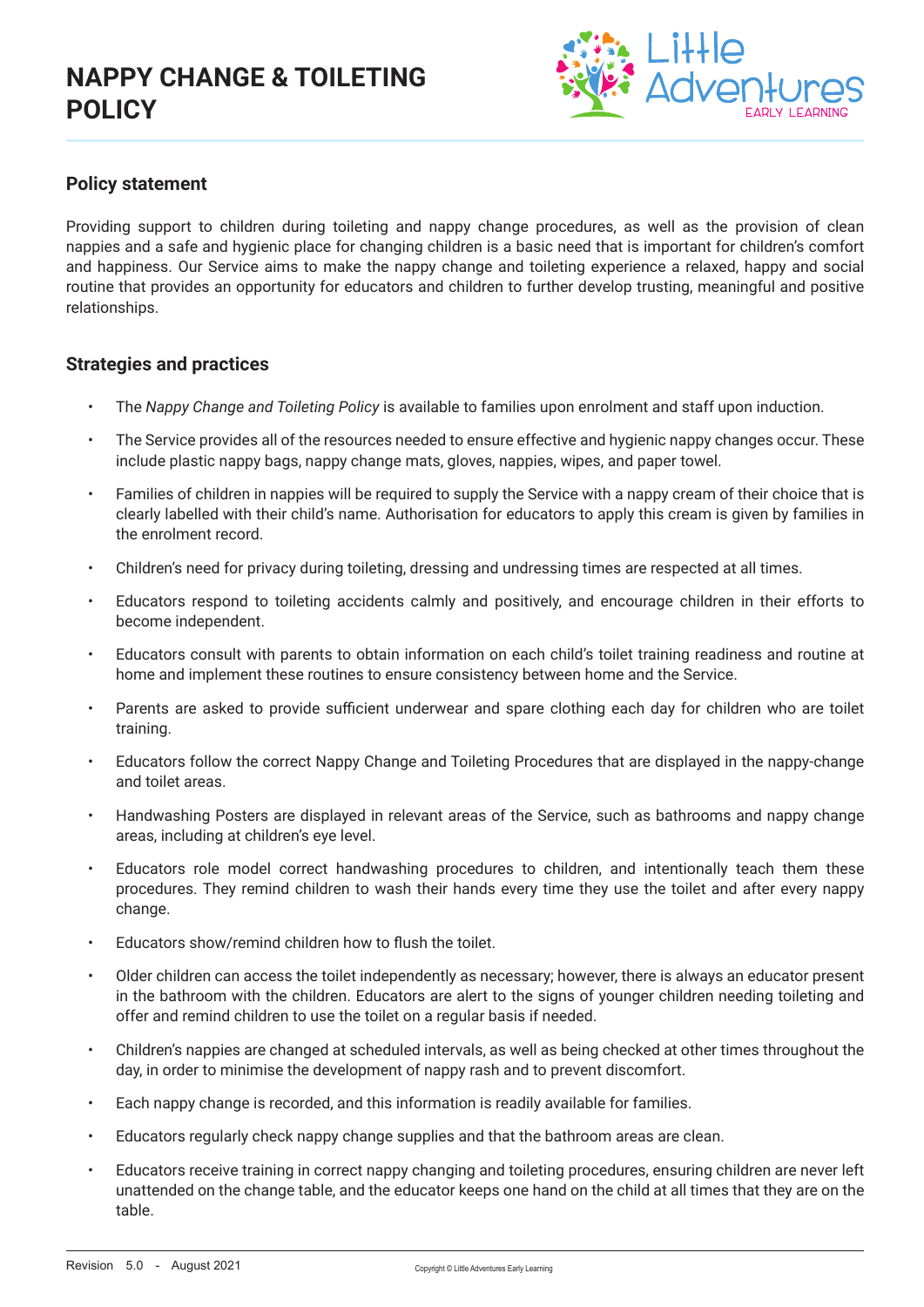# NAPPY CHANGE & TOILETING POLICY

## Policy statement

Providing support to children during toileting and nappy change procedures, as well as the provision of clean nappies and a safe and hygienic place for changing children is a basic need that is important for children's comfort and happiness. Our Service aims to make the nappy change and toileting experience a relaxed, happy and social routine that provides an opportunity for educators and children to further develop trusting, meaningful and positive relationships.

## Strategies and practices

- The *Nappy Change and Toileting Policy* is available to families upon enrolment and staff upon induction.
- The Service provides all of the resources needed to ensure effective and hygienic nappy changes occur. These include plastic nappy bags, nappy change mats, gloves, nappies, wipes, and paper towel.
- Families of children in nappies will be required to supply the Service with a nappy cream of their choice that is clearly labelled with their child's name. Authorisation for educators to apply this cream is given by families in the enrolment record.
- Children's need for privacy during toileting, dressing and undressing times are respected at all times.
- Educators respond to toileting accidents calmly and positively, and encourage children in their efforts to become independent.
- Educators consult with parents to obtain information on each child's toilet training readiness and routine at home and implement these routines to ensure consistency between home and the Service.
- Parents are asked to provide sufficient underwear and spare clothing each day for children who are toilet training.
- Educators follow the correct Nappy Change and Toileting Procedures that are displayed in the nappy-change and toilet areas.
- Handwashing Posters are displayed in relevant areas of the Service, such as bathrooms and nappy change areas, including at children's eye level.
- Educators role model correct handwashing procedures to children, and intentionally teach them these procedures. They remind children to wash their hands every time they use the toilet and after every nappy change.
- Educators show/remind children how to flush the toilet.
- Older children can access the toilet independently as necessary; however, there is always an educator present in the bathroom with the children. Educators are alert to the signs of younger children needing toileting and offer and remind children to use the toilet on a regular basis if needed.
- Children's nappies are changed at scheduled intervals, as well as being checked at other times throughout the day, in order to minimise the development of nappy rash and to prevent discomfort.
- Each nappy change is recorded, and this information is readily available for families.
- Educators regularly check nappy change supplies and that the bathroom areas are clean.
- Educators receive training in correct nappy changing and toileting procedures, ensuring children are never left unattended on the change table, and the educator keeps one hand on the child at all times that they are on the table.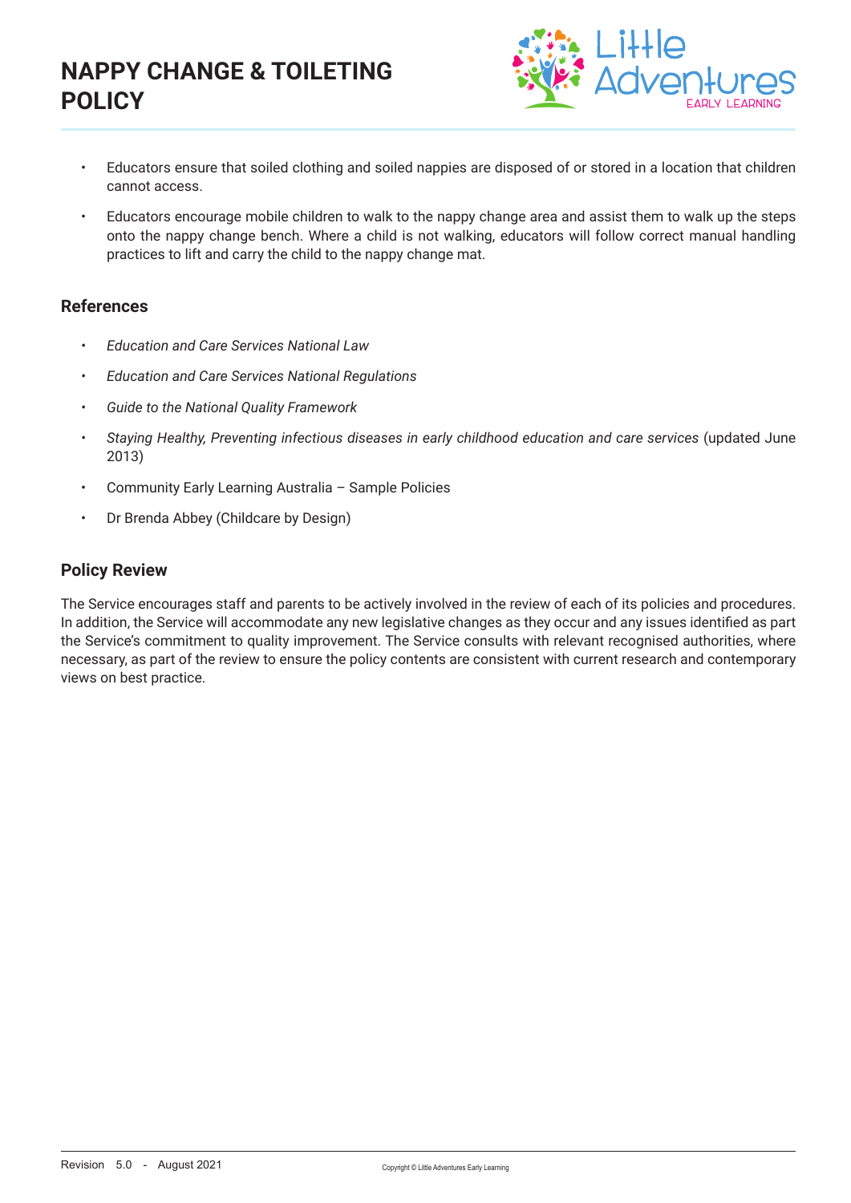- Educators ensure that soiled clothing and soiled nappies are disposed of or stored in a location that children cannot access.
- Educators encourage mobile children to walk to the nappy change area and assist them to walk up the steps onto the nappy change bench. Where a child is not walking, educators will follow correct manual handling practices to lift and carry the child to the nappy change mat.

## References

- *Education and Care Services National Law*
- *Education and Care Services National Regulations*
- *Guide to the National Quality Framework*
- *Staying Healthy, Preventing infectious diseases in early childhood education and care services* (updated June 2013)
- Community Early Learning Australia – Sample Policies
- Dr Brenda Abbey (Childcare by Design)

## Policy Review

The Service encourages staff and parents to be actively involved in the review of each of its policies and procedures. In addition, the Service will accommodate any new legislative changes as they occur and any issues identified as part the Service's commitment to quality improvement. The Service consults with relevant recognised authorities, where necessary, as part of the review to ensure the policy contents are consistent with current research and contemporary views on best practice.